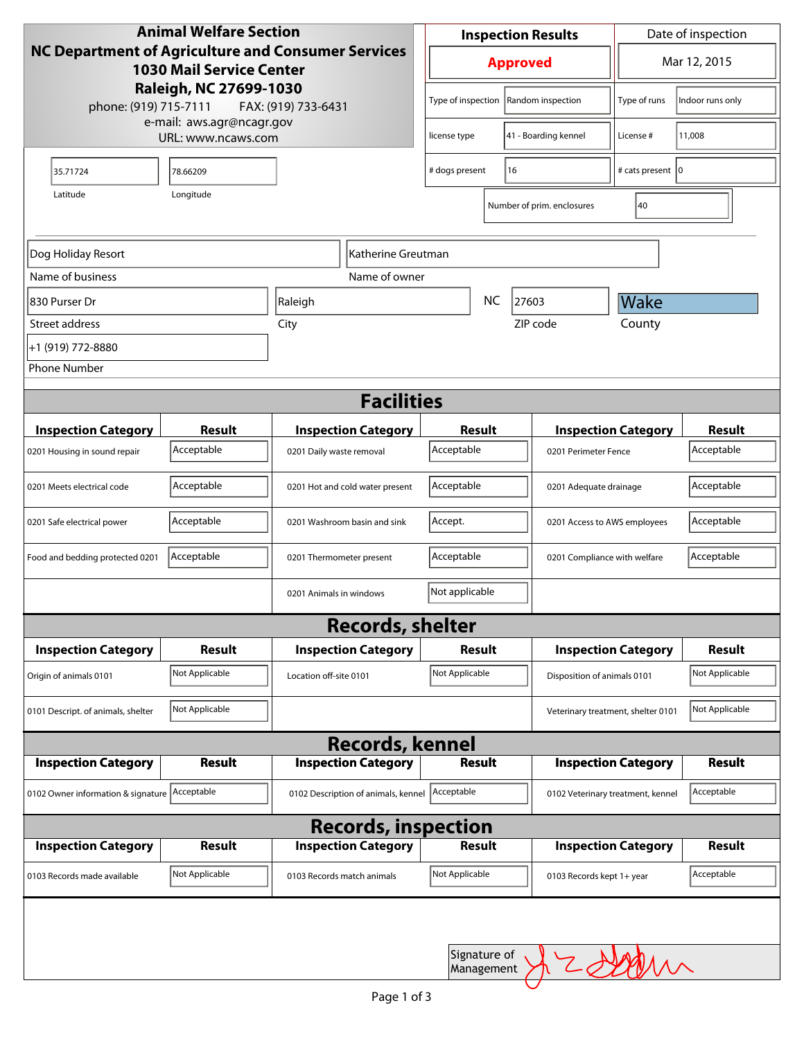**Animal Welfare Section**
**NC Department of Agriculture and Consumer Services**
**1030 Mail Service Center**
**Raleigh, NC 27699-1030**
phone: (919) 715-7111 FAX: (919) 733-6431
e-mail: aws.agr@ncagr.gov
URL: www.ncaws.com

| Inspection Results | Date of inspection |
|---|---|
| **Approved** | Mar 12, 2015 |

| | | | |
|---|---|---|---|
| Type of inspection | Random inspection | Type of runs | Indoor runs only |
| license type | 41 - Boarding kennel | License # | 11,008 |
| # dogs present | 16 | # cats present | 0 |
| Number of prim. enclosures | 40 | | |

| Latitude | Longitude |
|---|---|
| 35.71724 | 78.66209 |

| Field | Value |
|---|---|
| Name of business | Dog Holiday Resort |
| Name of owner | Katherine Greutman |
| Street address | 830 Purser Dr |
| City | Raleigh |
| State | NC |
| ZIP code | 27603 |
| County | Wake |
| Phone Number | +1 (919) 772-8880 |

## Facilities

| Inspection Category | Result | Inspection Category | Result | Inspection Category | Result |
|---|---|---|---|---|---|
| 0201 Housing in sound repair | Acceptable | 0201 Daily waste removal | Acceptable | 0201 Perimeter Fence | Acceptable |
| 0201 Meets electrical code | Acceptable | 0201 Hot and cold water present | Acceptable | 0201 Adequate drainage | Acceptable |
| 0201 Safe electrical power | Acceptable | 0201 Washroom basin and sink | Accept. | 0201 Access to AWS employees | Acceptable |
| Food and bedding protected 0201 | Acceptable | 0201 Thermometer present | Acceptable | 0201 Compliance with welfare | Acceptable |
| | | 0201 Animals in windows | Not applicable | | |

## Records, shelter

| Inspection Category | Result | Inspection Category | Result | Inspection Category | Result |
|---|---|---|---|---|---|
| Origin of animals 0101 | Not Applicable | Location off-site 0101 | Not Applicable | Disposition of animals 0101 | Not Applicable |
| 0101 Descript. of animals, shelter | Not Applicable | | | Veterinary treatment, shelter 0101 | Not Applicable |

## Records, kennel

| Inspection Category | Result | Inspection Category | Result | Inspection Category | Result |
|---|---|---|---|---|---|
| 0102 Owner information & signature | Acceptable | 0102 Description of animals, kennel | Acceptable | 0102 Veterinary treatment, kennel | Acceptable |

## Records, inspection

| Inspection Category | Result | Inspection Category | Result | Inspection Category | Result |
|---|---|---|---|---|---|
| 0103 Records made available | Not Applicable | 0103 Records match animals | Not Applicable | 0103 Records kept 1+ year | Acceptable |

Signature of Management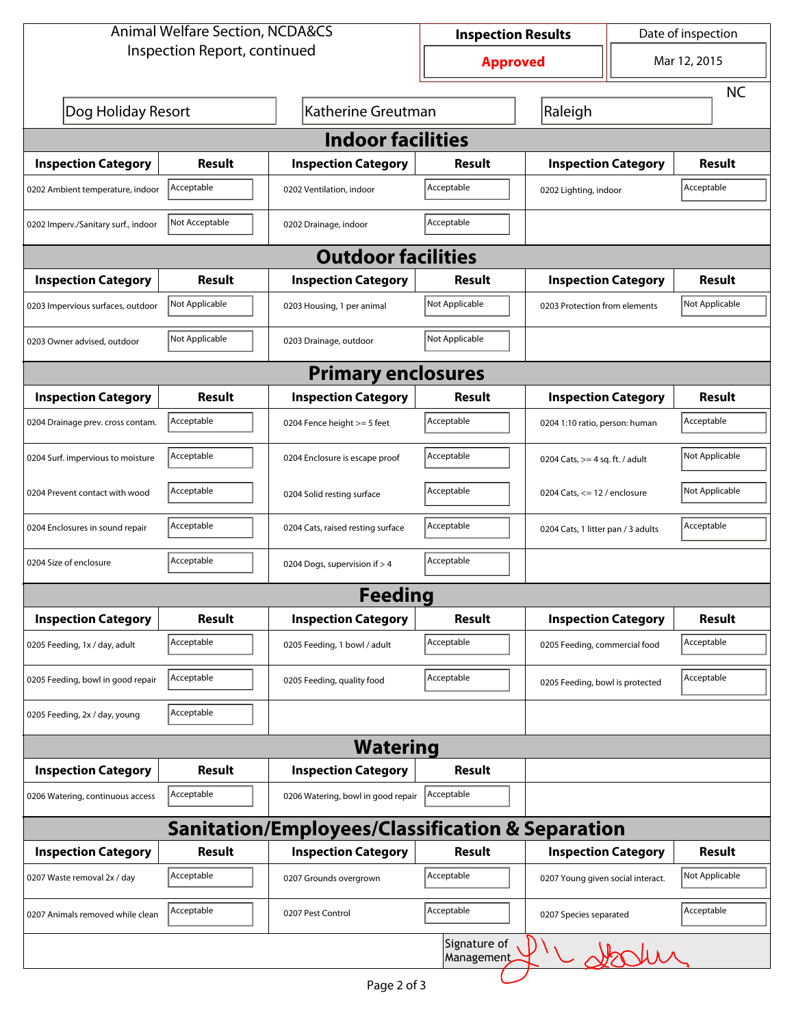Animal Welfare Section, NCDA&CS
Inspection Report, continued

| Inspection Results | Date of inspection |
|---|---|
| **Approved** | Mar 12, 2015 |

Dog Holiday Resort | Katherine Greutman | Raleigh | NC

## Indoor facilities

| Inspection Category | Result | Inspection Category | Result | Inspection Category | Result |
|---|---|---|---|---|---|
| 0202 Ambient temperature, indoor | Acceptable | 0202 Ventilation, indoor | Acceptable | 0202 Lighting, indoor | Acceptable |
| 0202 Imperv./Sanitary surf., indoor | Not Acceptable | 0202 Drainage, indoor | Acceptable | | |

## Outdoor facilities

| Inspection Category | Result | Inspection Category | Result | Inspection Category | Result |
|---|---|---|---|---|---|
| 0203 Impervious surfaces, outdoor | Not Applicable | 0203 Housing, 1 per animal | Not Applicable | 0203 Protection from elements | Not Applicable |
| 0203 Owner advised, outdoor | Not Applicable | 0203 Drainage, outdoor | Not Applicable | | |

## Primary enclosures

| Inspection Category | Result | Inspection Category | Result | Inspection Category | Result |
|---|---|---|---|---|---|
| 0204 Drainage prev. cross contam. | Acceptable | 0204 Fence height >= 5 feet | Acceptable | 0204 1:10 ratio, person: human | Acceptable |
| 0204 Surf. impervious to moisture | Acceptable | 0204 Enclosure is escape proof | Acceptable | 0204 Cats, >= 4 sq. ft. / adult | Not Applicable |
| 0204 Prevent contact with wood | Acceptable | 0204 Solid resting surface | Acceptable | 0204 Cats, <= 12 / enclosure | Not Applicable |
| 0204 Enclosures in sound repair | Acceptable | 0204 Cats, raised resting surface | Acceptable | 0204 Cats, 1 litter pan / 3 adults | Acceptable |
| 0204 Size of enclosure | Acceptable | 0204 Dogs, supervision if > 4 | Acceptable | | |

## Feeding

| Inspection Category | Result | Inspection Category | Result | Inspection Category | Result |
|---|---|---|---|---|---|
| 0205 Feeding, 1x / day, adult | Acceptable | 0205 Feeding, 1 bowl / adult | Acceptable | 0205 Feeding, commercial food | Acceptable |
| 0205 Feeding, bowl in good repair | Acceptable | 0205 Feeding, quality food | Acceptable | 0205 Feeding, bowl is protected | Acceptable |
| 0205 Feeding, 2x / day, young | Acceptable | | | | |

## Watering

| Inspection Category | Result | Inspection Category | Result |
|---|---|---|---|
| 0206 Watering, continuous access | Acceptable | 0206 Watering, bowl in good repair | Acceptable |

## Sanitation/Employees/Classification & Separation

| Inspection Category | Result | Inspection Category | Result | Inspection Category | Result |
|---|---|---|---|---|---|
| 0207 Waste removal 2x / day | Acceptable | 0207 Grounds overgrown | Acceptable | 0207 Young given social interact. | Not Applicable |
| 0207 Animals removed while clean | Acceptable | 0207 Pest Control | Acceptable | 0207 Species separated | Acceptable |

Signature of Management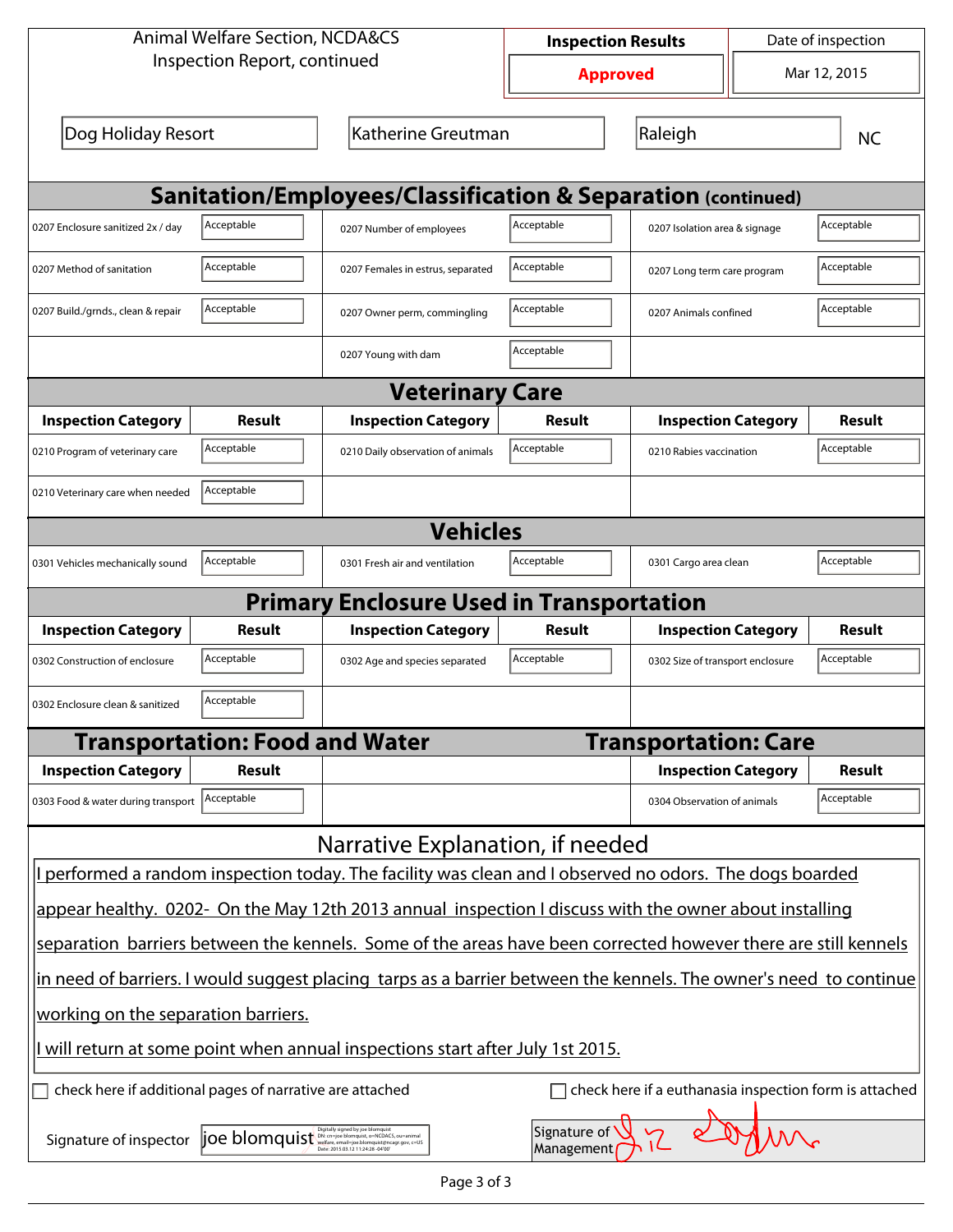Animal Welfare Section, NCDA&CS
Inspection Report, continued

| Inspection Results | Date of inspection |
|---|---|
| **Approved** | Mar 12, 2015 |

Dog Holiday Resort | Katherine Greutman | Raleigh | NC

## Sanitation/Employees/Classification & Separation (continued)

| | | | | | |
|---|---|---|---|---|---|
| 0207 Enclosure sanitized 2x / day | Acceptable | 0207 Number of employees | Acceptable | 0207 Isolation area & signage | Acceptable |
| 0207 Method of sanitation | Acceptable | 0207 Females in estrus, separated | Acceptable | 0207 Long term care program | Acceptable |
| 0207 Build./grnds., clean & repair | Acceptable | 0207 Owner perm, commingling | Acceptable | 0207 Animals confined | Acceptable |
| | | 0207 Young with dam | Acceptable | | |

## Veterinary Care

| Inspection Category | Result | Inspection Category | Result | Inspection Category | Result |
|---|---|---|---|---|---|
| 0210 Program of veterinary care | Acceptable | 0210 Daily observation of animals | Acceptable | 0210 Rabies vaccination | Acceptable |
| 0210 Veterinary care when needed | Acceptable | | | | |

## Vehicles

| | | | | | |
|---|---|---|---|---|---|
| 0301 Vehicles mechanically sound | Acceptable | 0301 Fresh air and ventilation | Acceptable | 0301 Cargo area clean | Acceptable |

## Primary Enclosure Used in Transportation

| Inspection Category | Result | Inspection Category | Result | Inspection Category | Result |
|---|---|---|---|---|---|
| 0302 Construction of enclosure | Acceptable | 0302 Age and species separated | Acceptable | 0302 Size of transport enclosure | Acceptable |
| 0302 Enclosure clean & sanitized | Acceptable | | | | |

## Transportation: Food and Water

| Inspection Category | Result |
|---|---|
| 0303 Food & water during transport | Acceptable |

## Transportation: Care

| Inspection Category | Result |
|---|---|
| 0304 Observation of animals | Acceptable |

## Narrative Explanation, if needed

I performed a random inspection today. The facility was clean and I observed no odors. The dogs boarded appear healthy. 0202- On the May 12th 2013 annual inspection I discuss with the owner about installing separation barriers between the kennels. Some of the areas have been corrected however there are still kennels in need of barriers. I would suggest placing tarps as a barrier between the kennels. The owner's need to continue working on the separation barriers.

I will return at some point when annual inspections start after July 1st 2015.

☐ check here if additional pages of narrative are attached

☐ check here if a euthanasia inspection form is attached

Signature of inspector: joe blomquist (Digitally signed by joe blomquist DN: cn=joe blomquist, o=NCDACS, ou=animal welfare, email=joe.blomquist@ncagr.gov, c=US Date: 2015.03.12 11:24:28 -04'00')

Signature of Management: [signature]